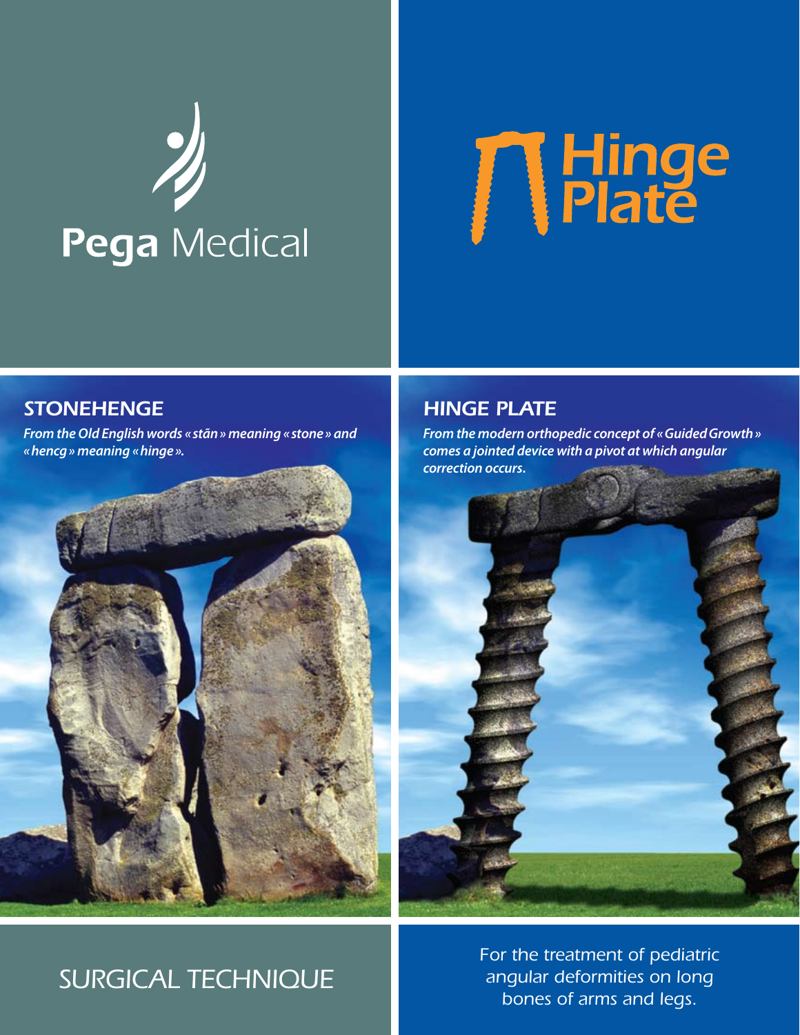Pega Medical

# Hinge Plate

## STONEHENGE

*From the Old English words « stãn » meaning « stone » and « hencg » meaning « hinge ».*

## HINGE PLATE

*From the modern orthopedic concept of « Guided Growth » comes a jointed device with a pivot at which angular correction occurs.*

# SURGICAL TECHNIQUE

For the treatment of pediatric angular deformities on long bones of arms and legs.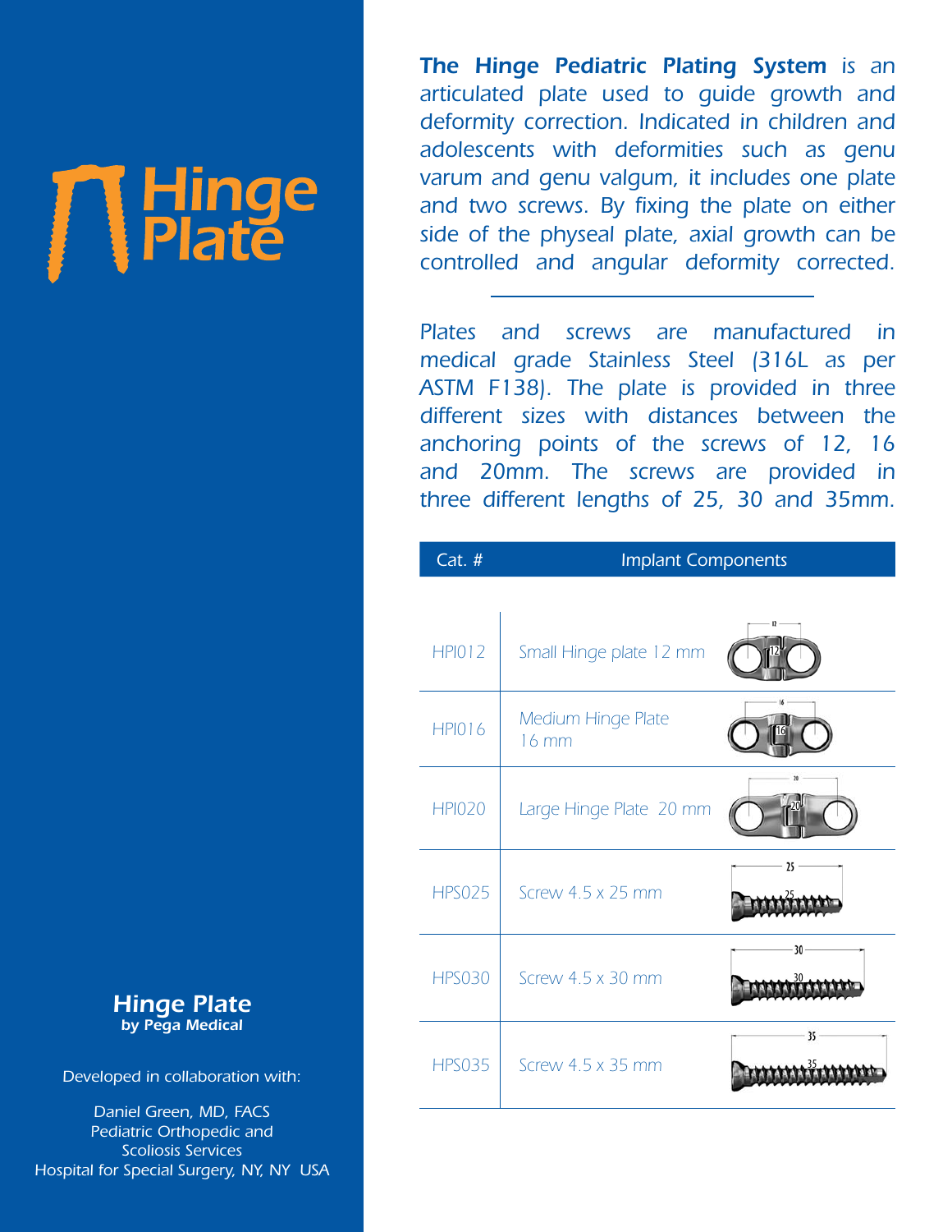# Hinge Plate

**The Hinge Pediatric Plating System** is an articulated plate used to guide growth and deformity correction. Indicated in children and adolescents with deformities such as genu varum and genu valgum, it includes one plate and two screws. By fixing the plate on either side of the physeal plate, axial growth can be controlled and angular deformity corrected.

---

Plates and screws are manufactured in medical grade Stainless Steel (316L as per ASTM F138). The plate is provided in three different sizes with distances between the anchoring points of the screws of 12, 16 and 20mm. The screws are provided in three different lengths of 25, 30 and 35mm.

| Cat. # | Implant Components |
|---|---|
| HPI012 | Small Hinge plate 12 mm |
| HPI016 | Medium Hinge Plate 16 mm |
| HPI020 | Large Hinge Plate 20 mm |
| HPS025 | Screw 4.5 x 25 mm |
| HPS030 | Screw 4.5 x 30 mm |
| HPS035 | Screw 4.5 x 35 mm |

**Hinge Plate**
**by Pega Medical**

Developed in collaboration with:

Daniel Green, MD, FACS
Pediatric Orthopedic and Scoliosis Services
Hospital for Special Surgery, NY, NY USA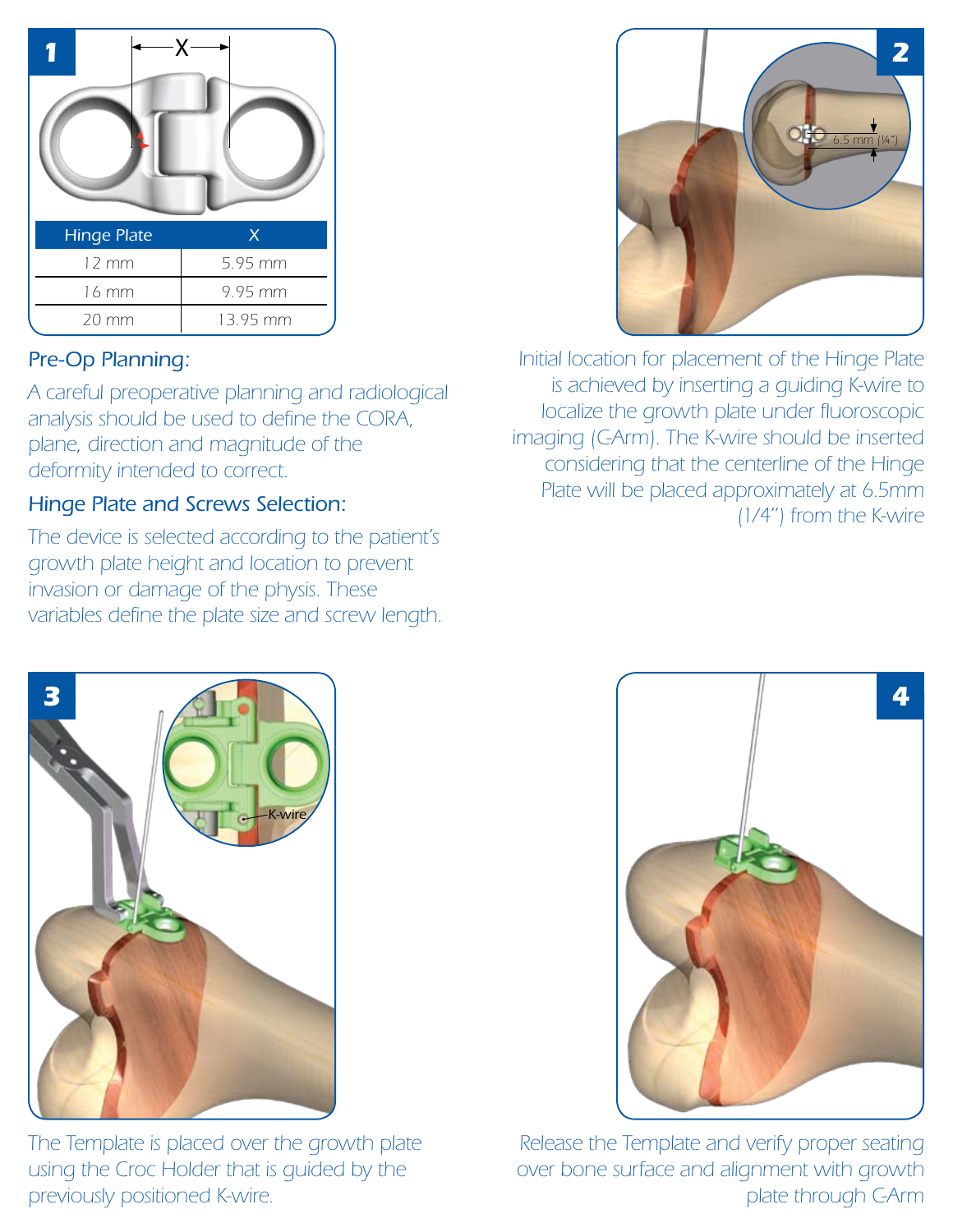| Hinge Plate | X |
|---|---|
| 12 mm | 5.95 mm |
| 16 mm | 9.95 mm |
| 20 mm | 13.95 mm |

## Pre-Op Planning:

A careful preoperative planning and radiological analysis should be used to define the CORA, plane, direction and magnitude of the deformity intended to correct.

## Hinge Plate and Screws Selection:

The device is selected according to the patient's growth plate height and location to prevent invasion or damage of the physis. These variables define the plate size and screw length.

Initial location for placement of the Hinge Plate is achieved by inserting a guiding K-wire to localize the growth plate under fluoroscopic imaging (C-Arm). The K-wire should be inserted considering that the centerline of the Hinge Plate will be placed approximately at 6.5mm (1/4") from the K-wire

The Template is placed over the growth plate using the Croc Holder that is guided by the previously positioned K-wire.

Release the Template and verify proper seating over bone surface and alignment with growth plate through C-Arm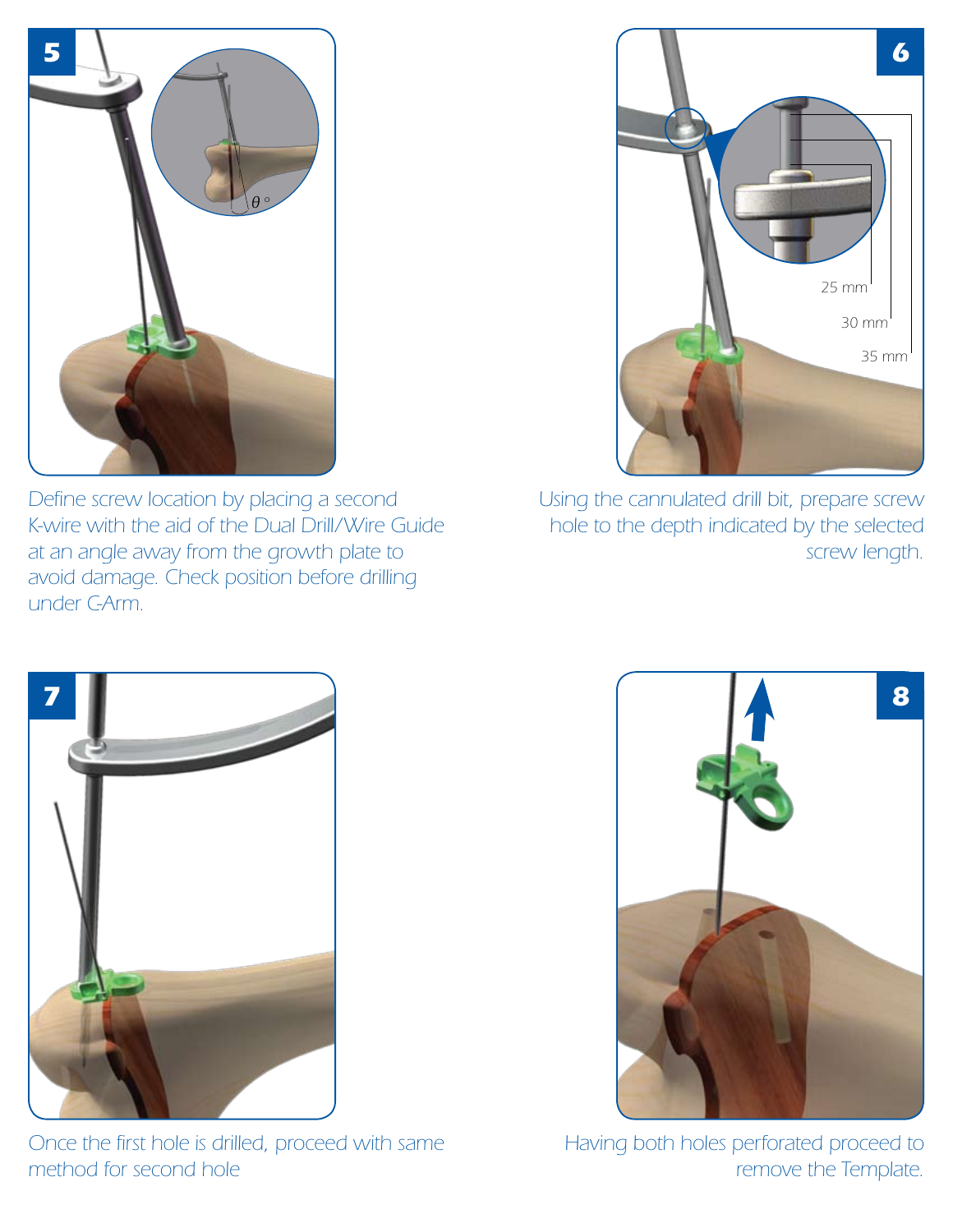**5**

Define screw location by placing a second K-wire with the aid of the Dual Drill/Wire Guide at an angle away from the growth plate to avoid damage. Check position before drilling under C-Arm.

**6**

25 mm

30 mm

35 mm

Using the cannulated drill bit, prepare screw hole to the depth indicated by the selected screw length.

**7**

Once the first hole is drilled, proceed with same method for second hole

**8**

Having both holes perforated proceed to remove the Template.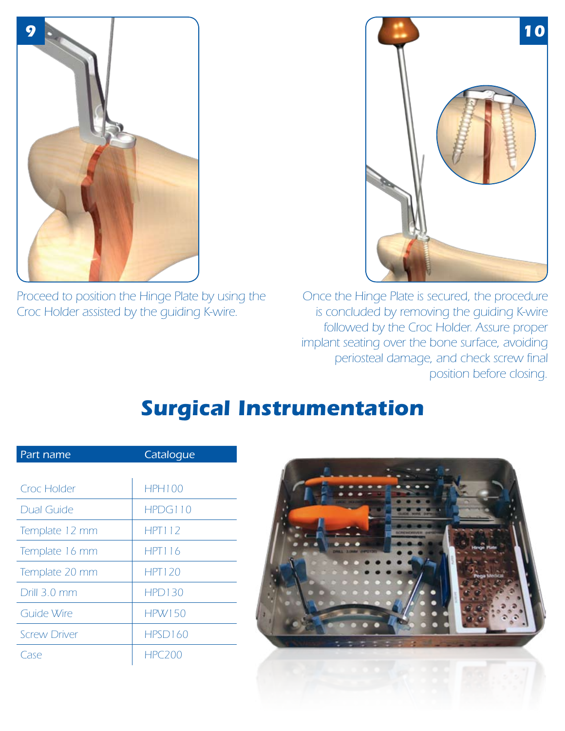9

Proceed to position the Hinge Plate by using the Croc Holder assisted by the guiding K-wire.

10

Once the Hinge Plate is secured, the procedure is concluded by removing the guiding K-wire followed by the Croc Holder. Assure proper implant seating over the bone surface, avoiding periosteal damage, and check screw final position before closing.

# Surgical Instrumentation

| Part name | Catalogue |
|---|---|
| Croc Holder | HPH100 |
| Dual Guide | HPDG110 |
| Template 12 mm | HPT112 |
| Template 16 mm | HPT116 |
| Template 20 mm | HPT120 |
| Drill 3.0 mm | HPD130 |
| Guide Wire | HPW150 |
| Screw Driver | HPSD160 |
| Case | HPC200 |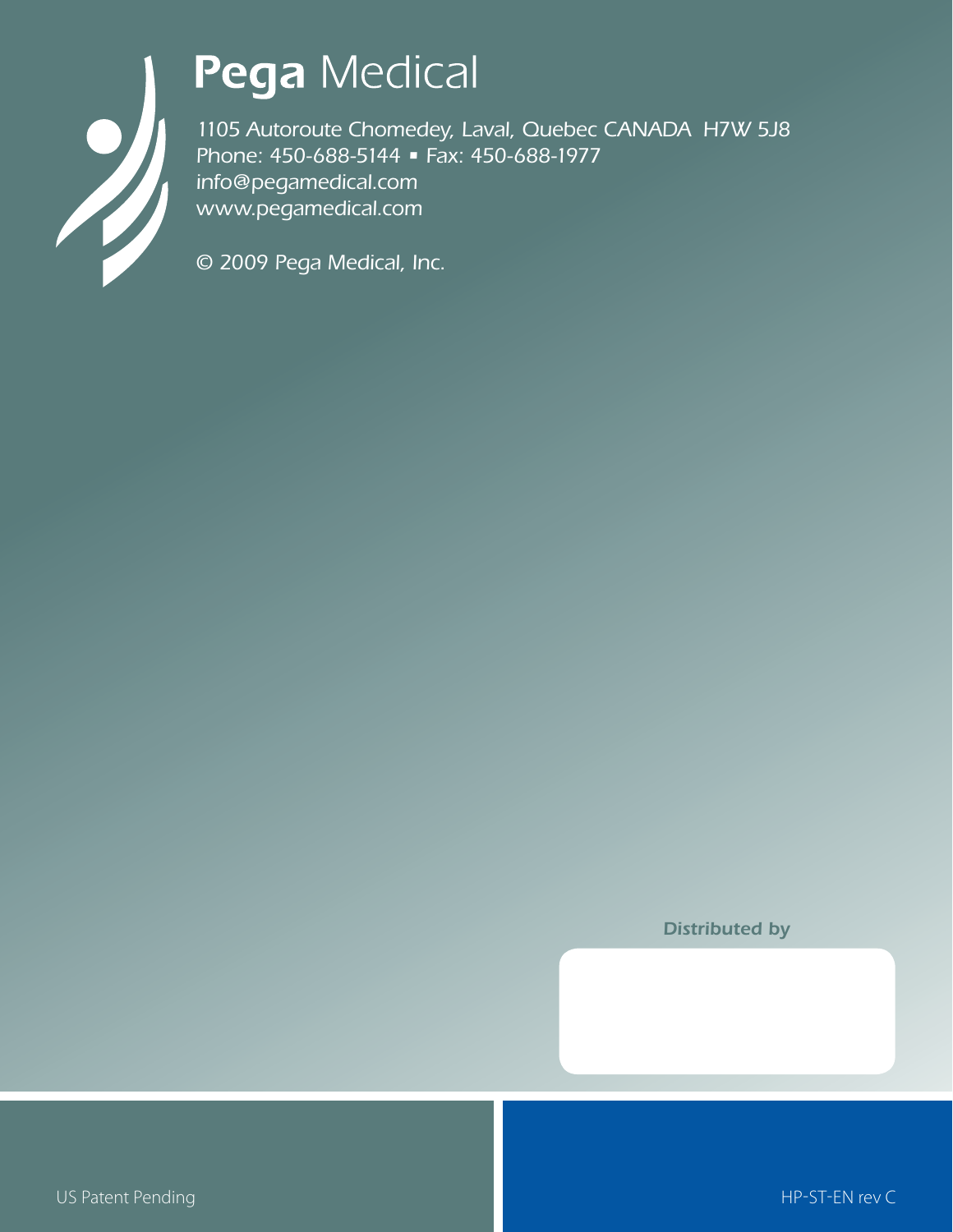# **Pega** Medical

*1105 Autoroute Chomedey, Laval, Quebec CANADA H7W 5J8*
*Phone: 450-688-5144 ▪ Fax: 450-688-1977*
*info@pegamedical.com*
*www.pegamedical.com*

*© 2009 Pega Medical, Inc.*

***Distributed by***

US Patent Pending

HP-ST-EN rev C